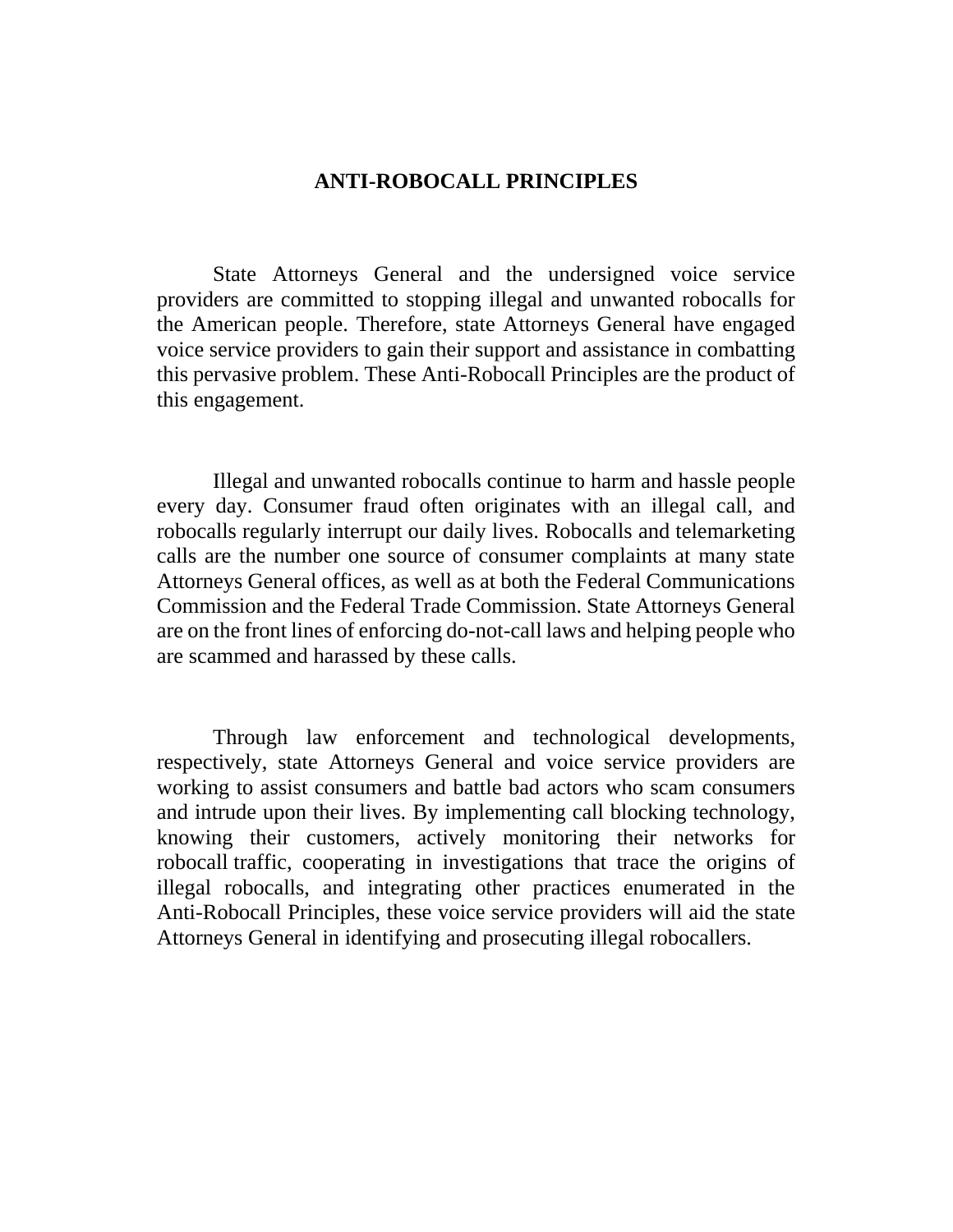# ANTI-ROBOCALL PRINCIPLES

State Attorneys General and the undersigned voice service providers are committed to stopping illegal and unwanted robocalls for the American people. Therefore, state Attorneys General have engaged voice service providers to gain their support and assistance in combatting this pervasive problem. These Anti-Robocall Principles are the product of this engagement.

Illegal and unwanted robocalls continue to harm and hassle people every day. Consumer fraud often originates with an illegal call, and robocalls regularly interrupt our daily lives. Robocalls and telemarketing calls are the number one source of consumer complaints at many state Attorneys General offices, as well as at both the Federal Communications Commission and the Federal Trade Commission. State Attorneys General are on the front lines of enforcing do-not-call laws and helping people who are scammed and harassed by these calls.

Through law enforcement and technological developments, respectively, state Attorneys General and voice service providers are working to assist consumers and battle bad actors who scam consumers and intrude upon their lives. By implementing call blocking technology, knowing their customers, actively monitoring their networks for robocall traffic, cooperating in investigations that trace the origins of illegal robocalls, and integrating other practices enumerated in the Anti-Robocall Principles, these voice service providers will aid the state Attorneys General in identifying and prosecuting illegal robocallers.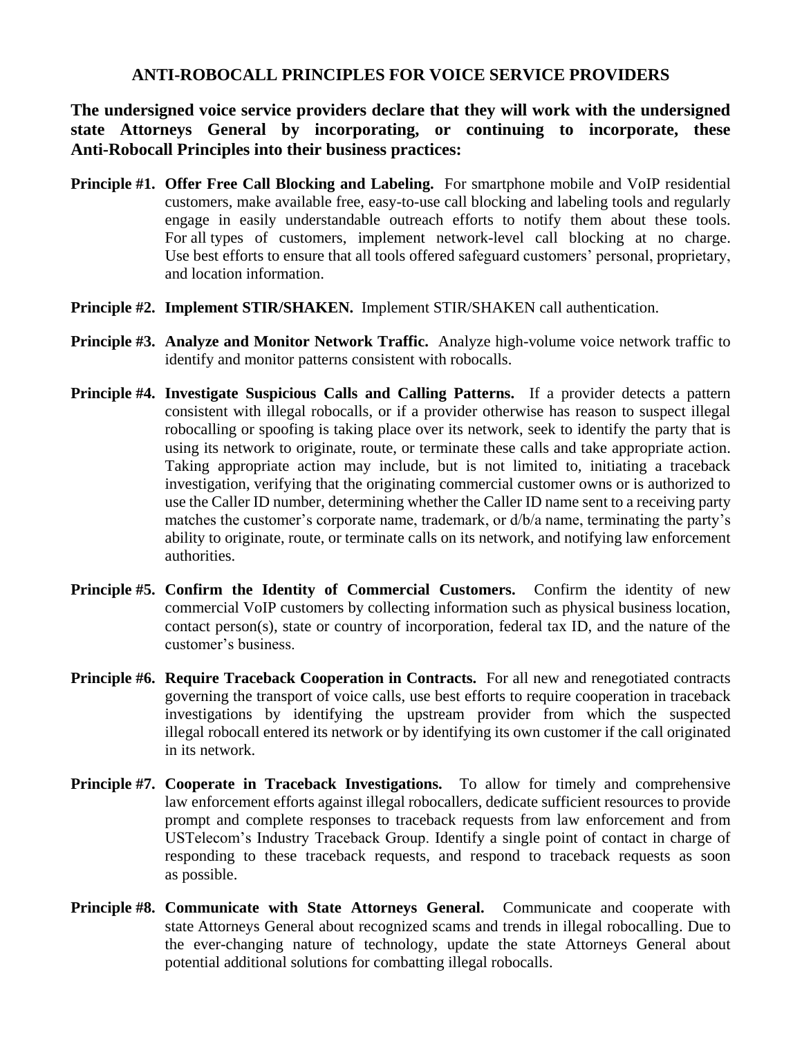# ANTI-ROBOCALL PRINCIPLES FOR VOICE SERVICE PROVIDERS

**The undersigned voice service providers declare that they will work with the undersigned state Attorneys General by incorporating, or continuing to incorporate, these Anti-Robocall Principles into their business practices:**

**Principle #1. Offer Free Call Blocking and Labeling.** For smartphone mobile and VoIP residential customers, make available free, easy-to-use call blocking and labeling tools and regularly engage in easily understandable outreach efforts to notify them about these tools. For all types of customers, implement network-level call blocking at no charge. Use best efforts to ensure that all tools offered safeguard customers' personal, proprietary, and location information.

**Principle #2. Implement STIR/SHAKEN.** Implement STIR/SHAKEN call authentication.

**Principle #3. Analyze and Monitor Network Traffic.** Analyze high-volume voice network traffic to identify and monitor patterns consistent with robocalls.

**Principle #4. Investigate Suspicious Calls and Calling Patterns.** If a provider detects a pattern consistent with illegal robocalls, or if a provider otherwise has reason to suspect illegal robocalling or spoofing is taking place over its network, seek to identify the party that is using its network to originate, route, or terminate these calls and take appropriate action. Taking appropriate action may include, but is not limited to, initiating a traceback investigation, verifying that the originating commercial customer owns or is authorized to use the Caller ID number, determining whether the Caller ID name sent to a receiving party matches the customer's corporate name, trademark, or d/b/a name, terminating the party's ability to originate, route, or terminate calls on its network, and notifying law enforcement authorities.

**Principle #5. Confirm the Identity of Commercial Customers.** Confirm the identity of new commercial VoIP customers by collecting information such as physical business location, contact person(s), state or country of incorporation, federal tax ID, and the nature of the customer's business.

**Principle #6. Require Traceback Cooperation in Contracts.** For all new and renegotiated contracts governing the transport of voice calls, use best efforts to require cooperation in traceback investigations by identifying the upstream provider from which the suspected illegal robocall entered its network or by identifying its own customer if the call originated in its network.

**Principle #7. Cooperate in Traceback Investigations.** To allow for timely and comprehensive law enforcement efforts against illegal robocallers, dedicate sufficient resources to provide prompt and complete responses to traceback requests from law enforcement and from USTelecom's Industry Traceback Group. Identify a single point of contact in charge of responding to these traceback requests, and respond to traceback requests as soon as possible.

**Principle #8. Communicate with State Attorneys General.** Communicate and cooperate with state Attorneys General about recognized scams and trends in illegal robocalling. Due to the ever-changing nature of technology, update the state Attorneys General about potential additional solutions for combatting illegal robocalls.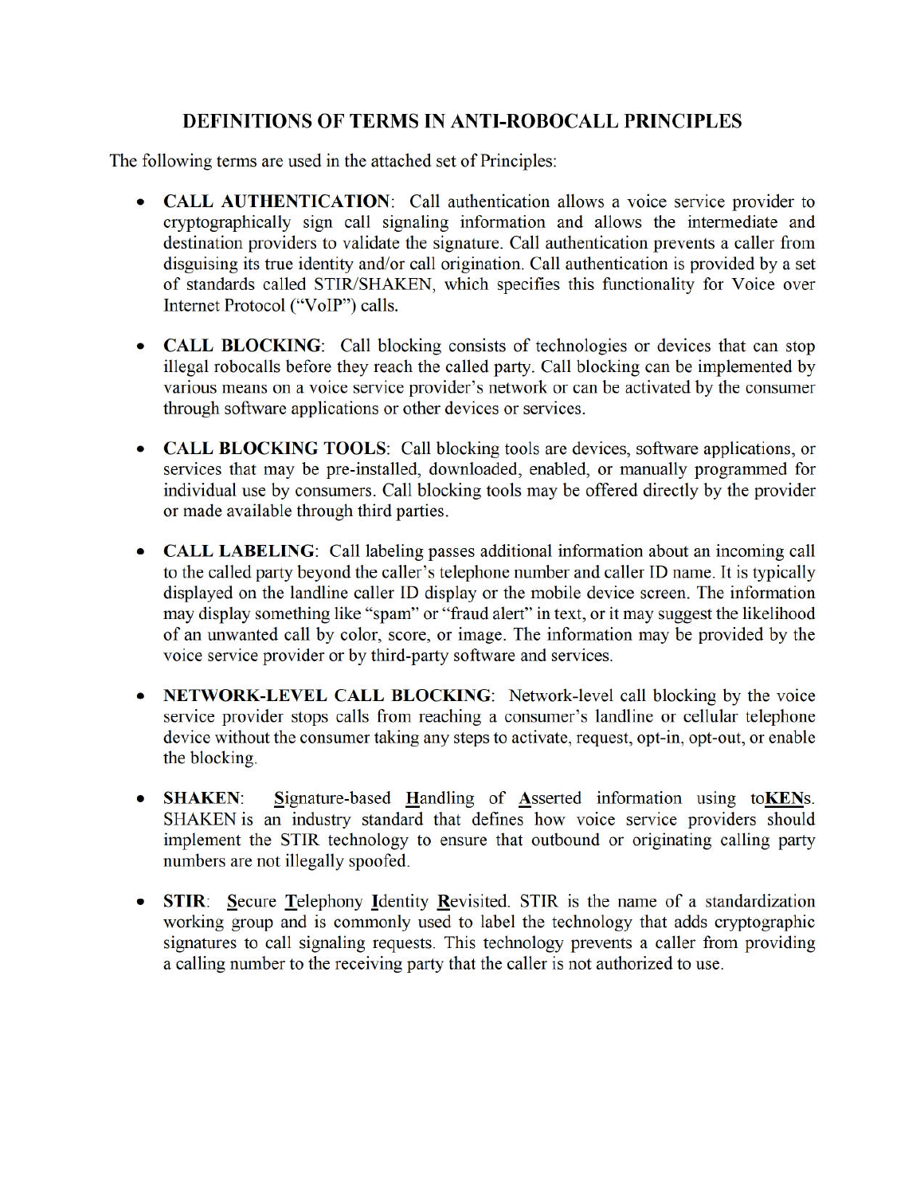# DEFINITIONS OF TERMS IN ANTI-ROBOCALL PRINCIPLES

The following terms are used in the attached set of Principles:

- **CALL AUTHENTICATION**: Call authentication allows a voice service provider to cryptographically sign call signaling information and allows the intermediate and destination providers to validate the signature. Call authentication prevents a caller from disguising its true identity and/or call origination. Call authentication is provided by a set of standards called STIR/SHAKEN, which specifies this functionality for Voice over Internet Protocol ("VoIP") calls.

- **CALL BLOCKING**: Call blocking consists of technologies or devices that can stop illegal robocalls before they reach the called party. Call blocking can be implemented by various means on a voice service provider's network or can be activated by the consumer through software applications or other devices or services.

- **CALL BLOCKING TOOLS**: Call blocking tools are devices, software applications, or services that may be pre-installed, downloaded, enabled, or manually programmed for individual use by consumers. Call blocking tools may be offered directly by the provider or made available through third parties.

- **CALL LABELING**: Call labeling passes additional information about an incoming call to the called party beyond the caller's telephone number and caller ID name. It is typically displayed on the landline caller ID display or the mobile device screen. The information may display something like "spam" or "fraud alert" in text, or it may suggest the likelihood of an unwanted call by color, score, or image. The information may be provided by the voice service provider or by third-party software and services.

- **NETWORK-LEVEL CALL BLOCKING**: Network-level call blocking by the voice service provider stops calls from reaching a consumer's landline or cellular telephone device without the consumer taking any steps to activate, request, opt-in, opt-out, or enable the blocking.

- **SHAKEN**: <u>S</u>ignature-based <u>H</u>andling of <u>A</u>sserted information using to<u>**KEN**</u>s. SHAKEN is an industry standard that defines how voice service providers should implement the STIR technology to ensure that outbound or originating calling party numbers are not illegally spoofed.

- **STIR**: <u>S</u>ecure <u>T</u>elephony <u>I</u>dentity <u>R</u>evisited. STIR is the name of a standardization working group and is commonly used to label the technology that adds cryptographic signatures to call signaling requests. This technology prevents a caller from providing a calling number to the receiving party that the caller is not authorized to use.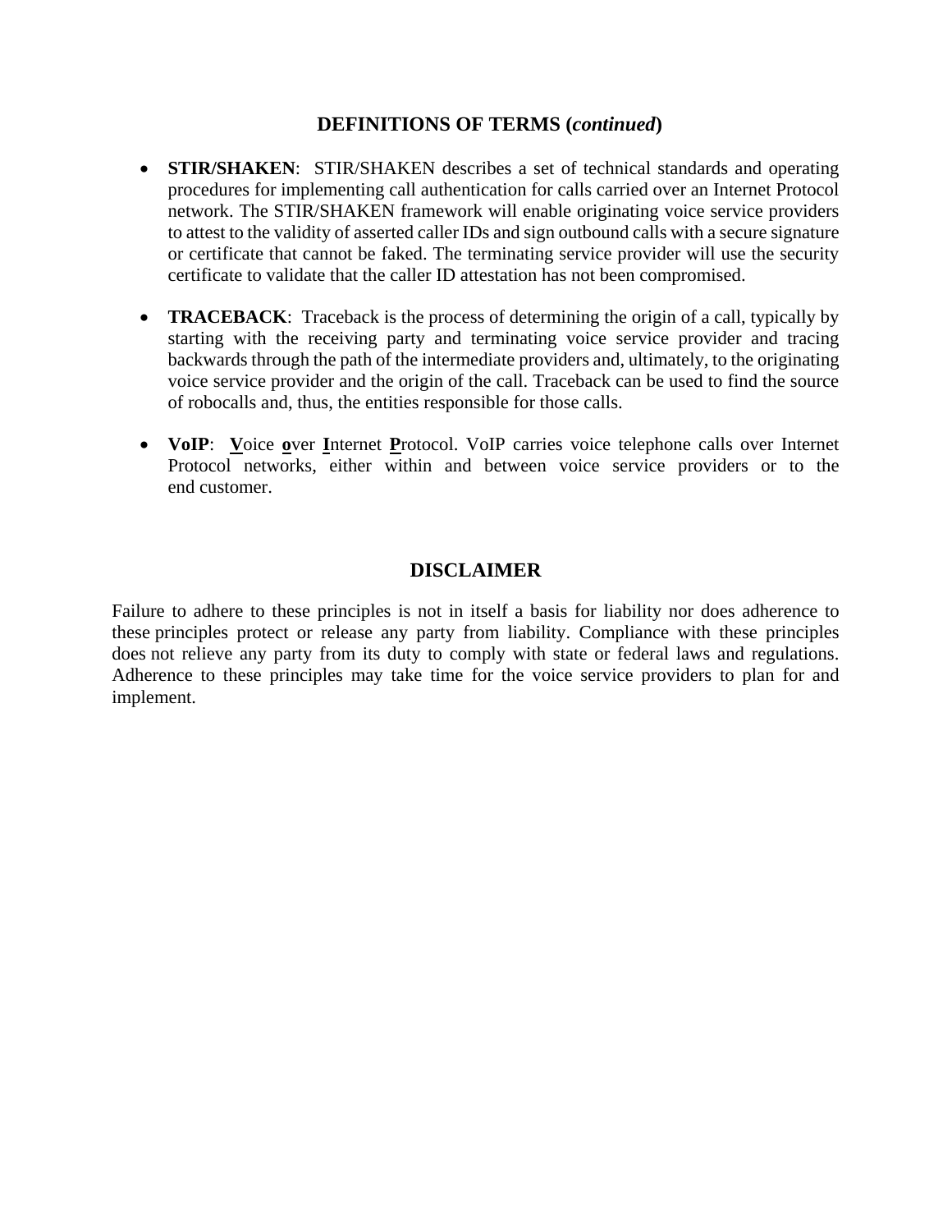## DEFINITIONS OF TERMS (*continued*)

- **STIR/SHAKEN**: STIR/SHAKEN describes a set of technical standards and operating procedures for implementing call authentication for calls carried over an Internet Protocol network. The STIR/SHAKEN framework will enable originating voice service providers to attest to the validity of asserted caller IDs and sign outbound calls with a secure signature or certificate that cannot be faked. The terminating service provider will use the security certificate to validate that the caller ID attestation has not been compromised.

- **TRACEBACK**: Traceback is the process of determining the origin of a call, typically by starting with the receiving party and terminating voice service provider and tracing backwards through the path of the intermediate providers and, ultimately, to the originating voice service provider and the origin of the call. Traceback can be used to find the source of robocalls and, thus, the entities responsible for those calls.

- **VoIP**: **V**oice **o**ver **I**nternet **P**rotocol. VoIP carries voice telephone calls over Internet Protocol networks, either within and between voice service providers or to the end customer.

## DISCLAIMER

Failure to adhere to these principles is not in itself a basis for liability nor does adherence to these principles protect or release any party from liability. Compliance with these principles does not relieve any party from its duty to comply with state or federal laws and regulations. Adherence to these principles may take time for the voice service providers to plan for and implement.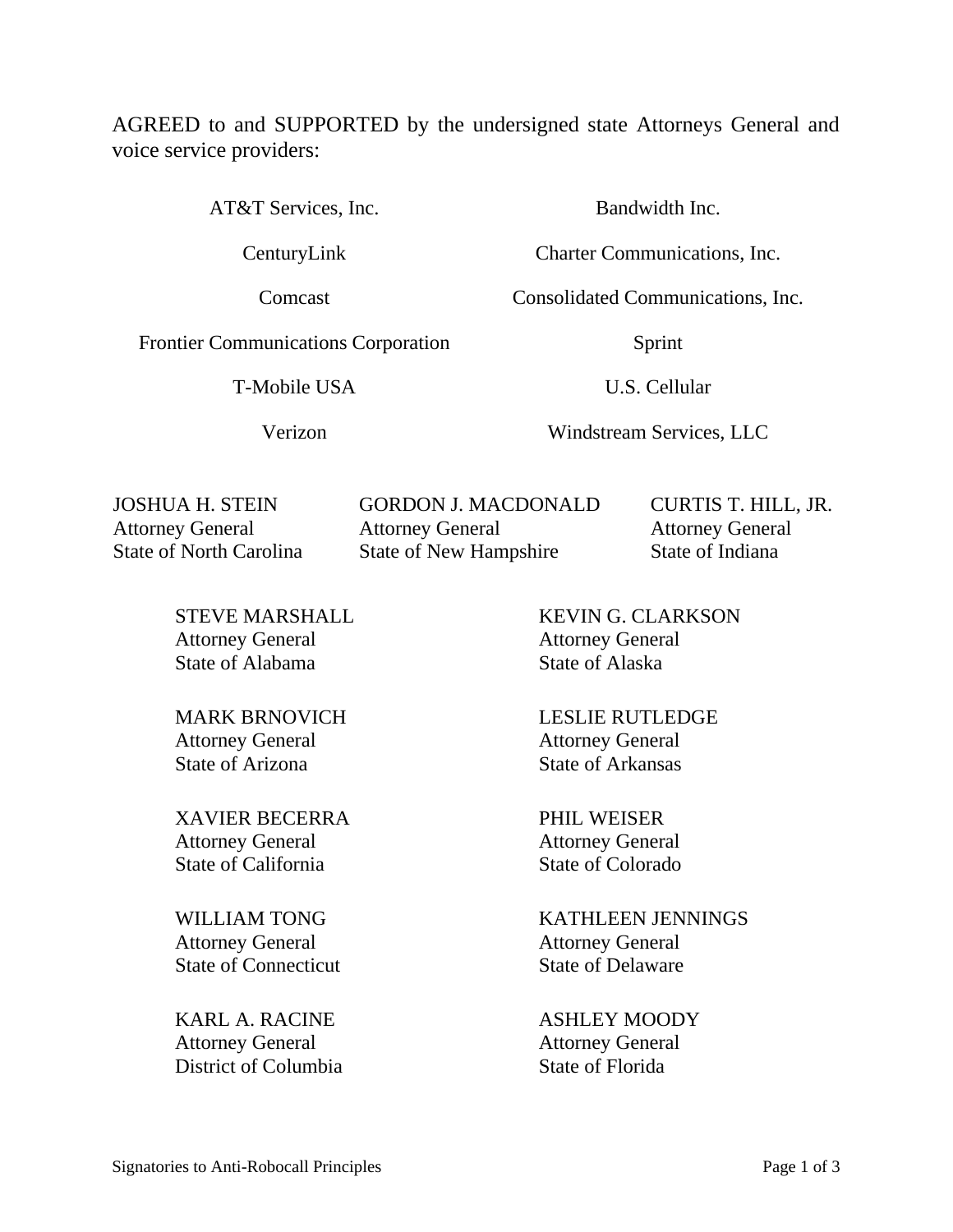AGREED to and SUPPORTED by the undersigned state Attorneys General and voice service providers:

AT&T Services, Inc.

Bandwidth Inc.

CenturyLink

Charter Communications, Inc.

Comcast

Consolidated Communications, Inc.

Frontier Communications Corporation

Sprint

T-Mobile USA

U.S. Cellular

Verizon

Windstream Services, LLC

JOSHUA H. STEIN
Attorney General
State of North Carolina

GORDON J. MACDONALD
Attorney General
State of New Hampshire

CURTIS T. HILL, JR.
Attorney General
State of Indiana

STEVE MARSHALL
Attorney General
State of Alabama

KEVIN G. CLARKSON
Attorney General
State of Alaska

MARK BRNOVICH
Attorney General
State of Arizona

LESLIE RUTLEDGE
Attorney General
State of Arkansas

XAVIER BECERRA
Attorney General
State of California

PHIL WEISER
Attorney General
State of Colorado

WILLIAM TONG
Attorney General
State of Connecticut

KATHLEEN JENNINGS
Attorney General
State of Delaware

KARL A. RACINE
Attorney General
District of Columbia

ASHLEY MOODY
Attorney General
State of Florida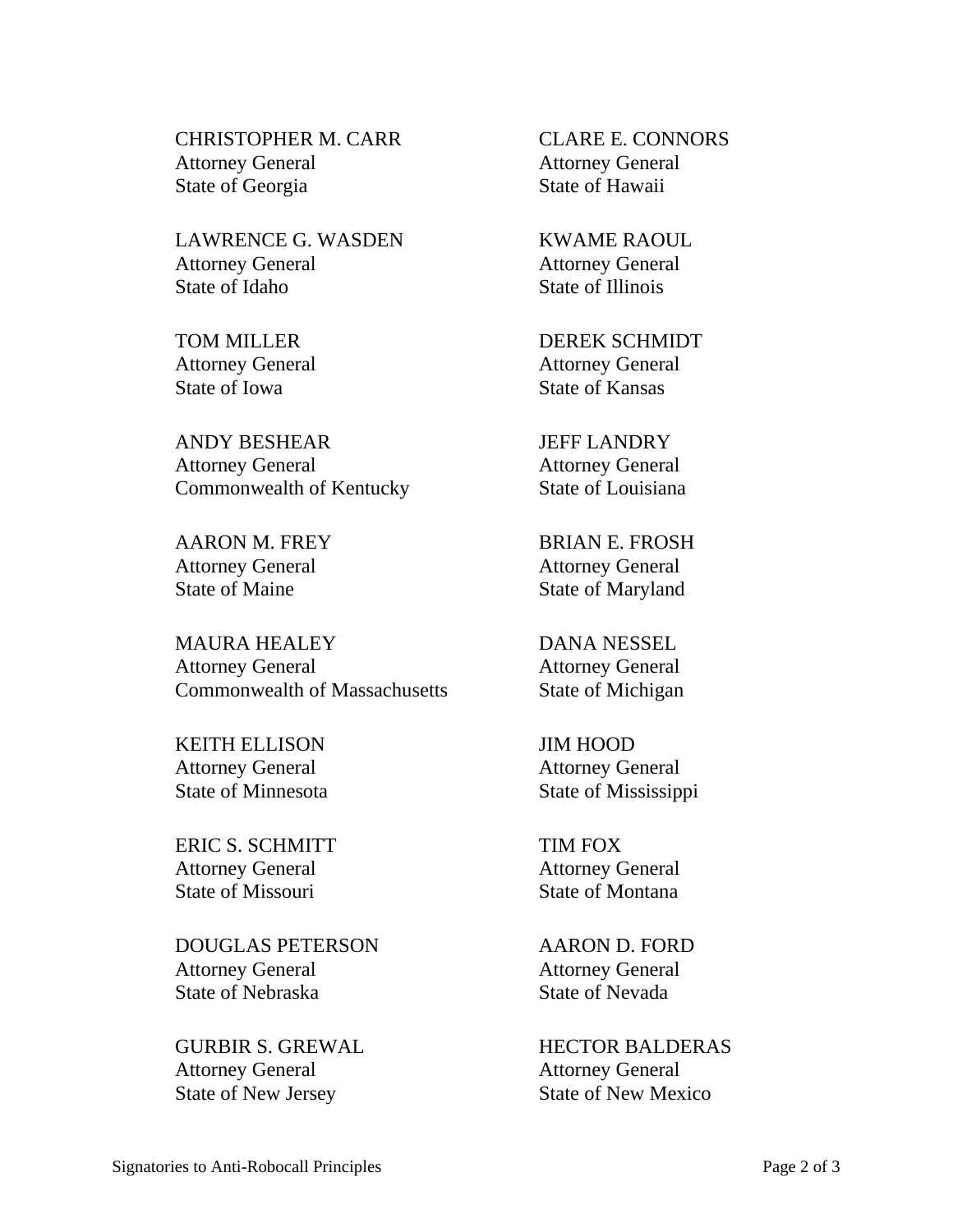CHRISTOPHER M. CARR
Attorney General
State of Georgia

CLARE E. CONNORS
Attorney General
State of Hawaii

LAWRENCE G. WASDEN
Attorney General
State of Idaho

KWAME RAOUL
Attorney General
State of Illinois

TOM MILLER
Attorney General
State of Iowa

DEREK SCHMIDT
Attorney General
State of Kansas

ANDY BESHEAR
Attorney General
Commonwealth of Kentucky

JEFF LANDRY
Attorney General
State of Louisiana

AARON M. FREY
Attorney General
State of Maine

BRIAN E. FROSH
Attorney General
State of Maryland

MAURA HEALEY
Attorney General
Commonwealth of Massachusetts

DANA NESSEL
Attorney General
State of Michigan

KEITH ELLISON
Attorney General
State of Minnesota

JIM HOOD
Attorney General
State of Mississippi

ERIC S. SCHMITT
Attorney General
State of Missouri

TIM FOX
Attorney General
State of Montana

DOUGLAS PETERSON
Attorney General
State of Nebraska

AARON D. FORD
Attorney General
State of Nevada

GURBIR S. GREWAL
Attorney General
State of New Jersey

HECTOR BALDERAS
Attorney General
State of New Mexico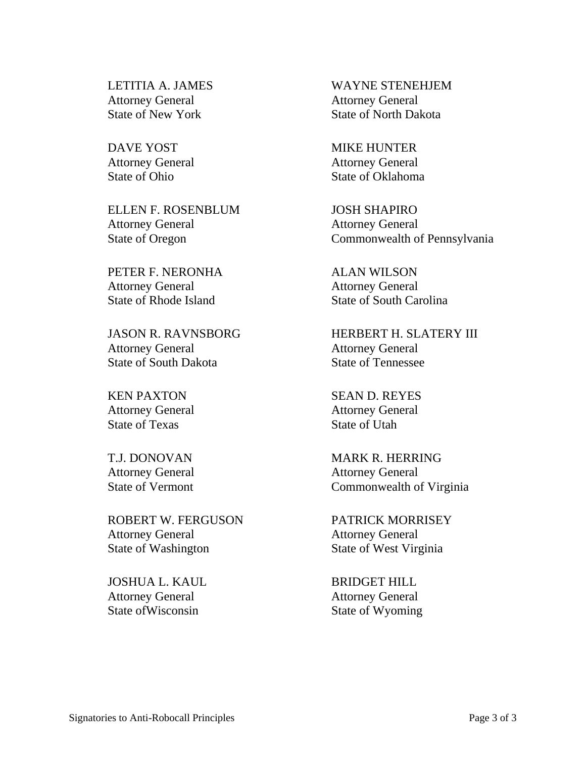LETITIA A. JAMES
Attorney General
State of New York

WAYNE STENEHJEM
Attorney General
State of North Dakota

DAVE YOST
Attorney General
State of Ohio

MIKE HUNTER
Attorney General
State of Oklahoma

ELLEN F. ROSENBLUM
Attorney General
State of Oregon

JOSH SHAPIRO
Attorney General
Commonwealth of Pennsylvania

PETER F. NERONHA
Attorney General
State of Rhode Island

ALAN WILSON
Attorney General
State of South Carolina

JASON R. RAVNSBORG
Attorney General
State of South Dakota

HERBERT H. SLATERY III
Attorney General
State of Tennessee

KEN PAXTON
Attorney General
State of Texas

SEAN D. REYES
Attorney General
State of Utah

T.J. DONOVAN
Attorney General
State of Vermont

MARK R. HERRING
Attorney General
Commonwealth of Virginia

ROBERT W. FERGUSON
Attorney General
State of Washington

PATRICK MORRISEY
Attorney General
State of West Virginia

JOSHUA L. KAUL
Attorney General
State ofWisconsin

BRIDGET HILL
Attorney General
State of Wyoming